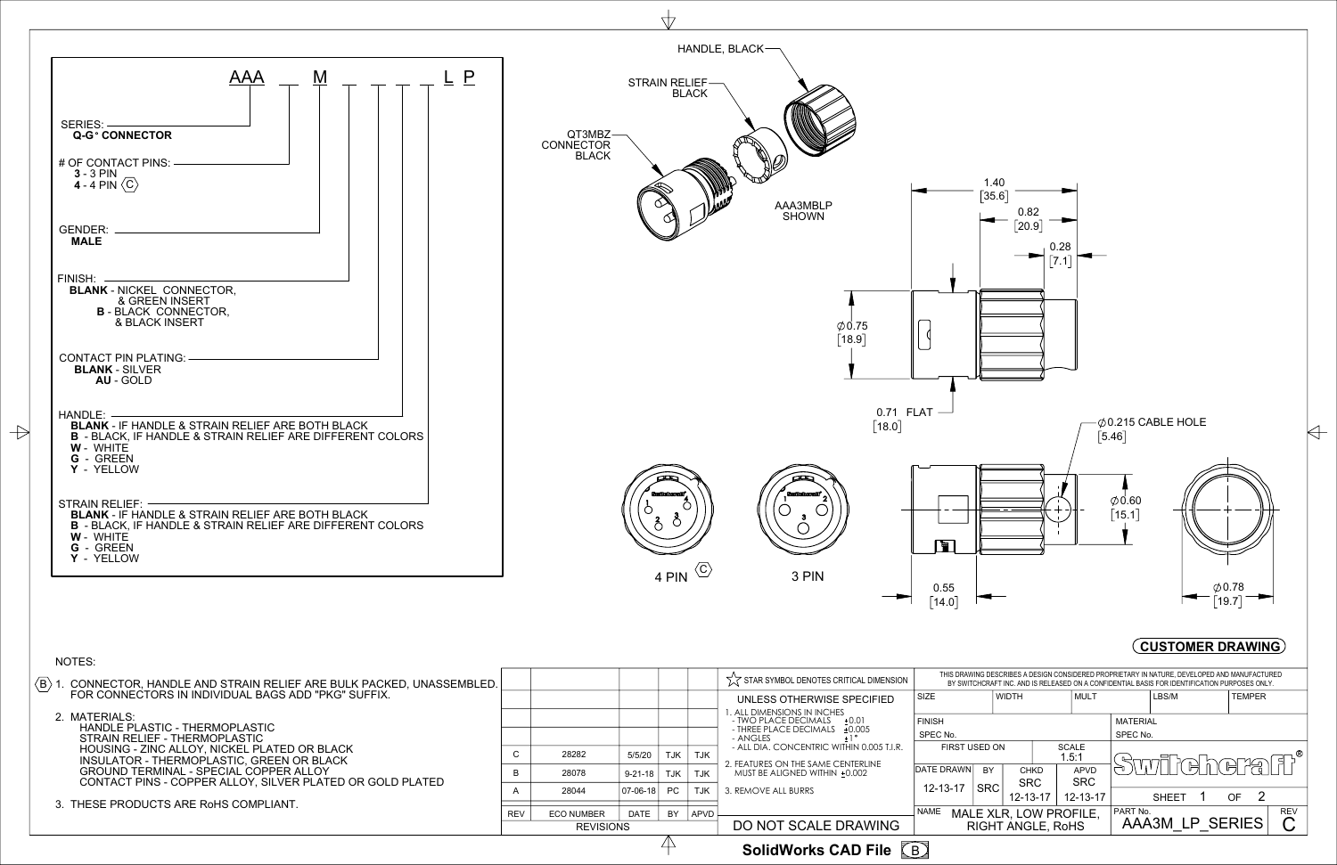## AAA __ M __ __ __ __ L P

SERIES:
**Q-G° CONNECTOR**

\# OF CONTACT PINS:
**3** - 3 PIN
**4** - 4 PIN ⟨C⟩

GENDER:
**MALE**

FINISH:
**BLANK** - NICKEL CONNECTOR, & GREEN INSERT
**B** - BLACK CONNECTOR, & BLACK INSERT

CONTACT PIN PLATING:
**BLANK** - SILVER
**AU** - GOLD

HANDLE:
**BLANK** - IF HANDLE & STRAIN RELIEF ARE BOTH BLACK
**B** - BLACK, IF HANDLE & STRAIN RELIEF ARE DIFFERENT COLORS
**W** - WHITE
**G** - GREEN
**Y** - YELLOW

STRAIN RELIEF:
**BLANK** - IF HANDLE & STRAIN RELIEF ARE BOTH BLACK
**B** - BLACK, IF HANDLE & STRAIN RELIEF ARE DIFFERENT COLORS
**W** - WHITE
**G** - GREEN
**Y** - YELLOW

HANDLE, BLACK
STRAIN RELIEF BLACK
QT3MBZ CONNECTOR BLACK
AAA3MBLP SHOWN

1.40 [35.6]
0.82 [20.9]
0.28 [7.1]
⌀0.75 [18.9]
0.71 FLAT [18.0]
⌀0.215 CABLE HOLE [5.46]
⌀0.60 [15.1]
0.55 [14.0]
⌀0.78 [19.7]

4 PIN ⟨C⟩ 3 PIN

**CUSTOMER DRAWING**

NOTES:

⟨B⟩ 1. CONNECTOR, HANDLE AND STRAIN RELIEF ARE BULK PACKED, UNASSEMBLED. FOR CONNECTORS IN INDIVIDUAL BAGS ADD "PKG" SUFFIX.

2. MATERIALS:
HANDLE PLASTIC - THERMOPLASTIC
STRAIN RELIEF - THERMOPLASTIC
HOUSING - ZINC ALLOY, NICKEL PLATED OR BLACK
INSULATOR - THERMOPLASTIC, GREEN OR BLACK
GROUND TERMINAL - SPECIAL COPPER ALLOY
CONTACT PINS - COPPER ALLOY, SILVER PLATED OR GOLD PLATED

3. THESE PRODUCTS ARE RoHS COMPLIANT.

| REV | ECO NUMBER | DATE | BY | APVD |
|---|---|---|---|---|
| C | 28282 | 5/5/20 | TJK | TJK |
| B | 28078 | 9-21-18 | TJK | TJK |
| A | 28044 | 07-06-18 | PC | TJK |

REVISIONS

☆ STAR SYMBOL DENOTES CRITICAL DIMENSION

UNLESS OTHERWISE SPECIFIED
1. ALL DIMENSIONS IN INCHES
- TWO PLACE DECIMALS ±0.01
- THREE PLACE DECIMALS ±0.005
- ANGLES ±1°
- ALL DIA. CONCENTRIC WITHIN 0.005 T.I.R.
2. FEATURES ON THE SAME CENTERLINE MUST BE ALIGNED WITHIN ±0.002
3. REMOVE ALL BURRS

DO NOT SCALE DRAWING

THIS DRAWING DESCRIBES A DESIGN CONSIDERED PROPRIETARY IN NATURE, DEVELOPED AND MANUFACTURED BY SWITCHCRAFT INC. AND IS RELEASED ON A CONFIDENTIAL BASIS FOR IDENTIFICATION PURPOSES ONLY.

| SIZE | WIDTH | MULT | LBS/M | TEMPER |
|---|---|---|---|---|
| FINISH SPEC No. | | | MATERIAL SPEC No. | |

FIRST USED ON | SCALE 1.5:1

| DATE DRAWN | BY | CHKD | APVD |
|---|---|---|---|
| 12-13-17 | SRC | SRC 12-13-17 | SRC 12-13-17 |

Switchcraft®

NAME: MALE XLR, LOW PROFILE, RIGHT ANGLE, RoHS

PART No. AAA3M_LP_SERIES REV C

SHEET 1 OF 2

**SolidWorks CAD File** ⟨B⟩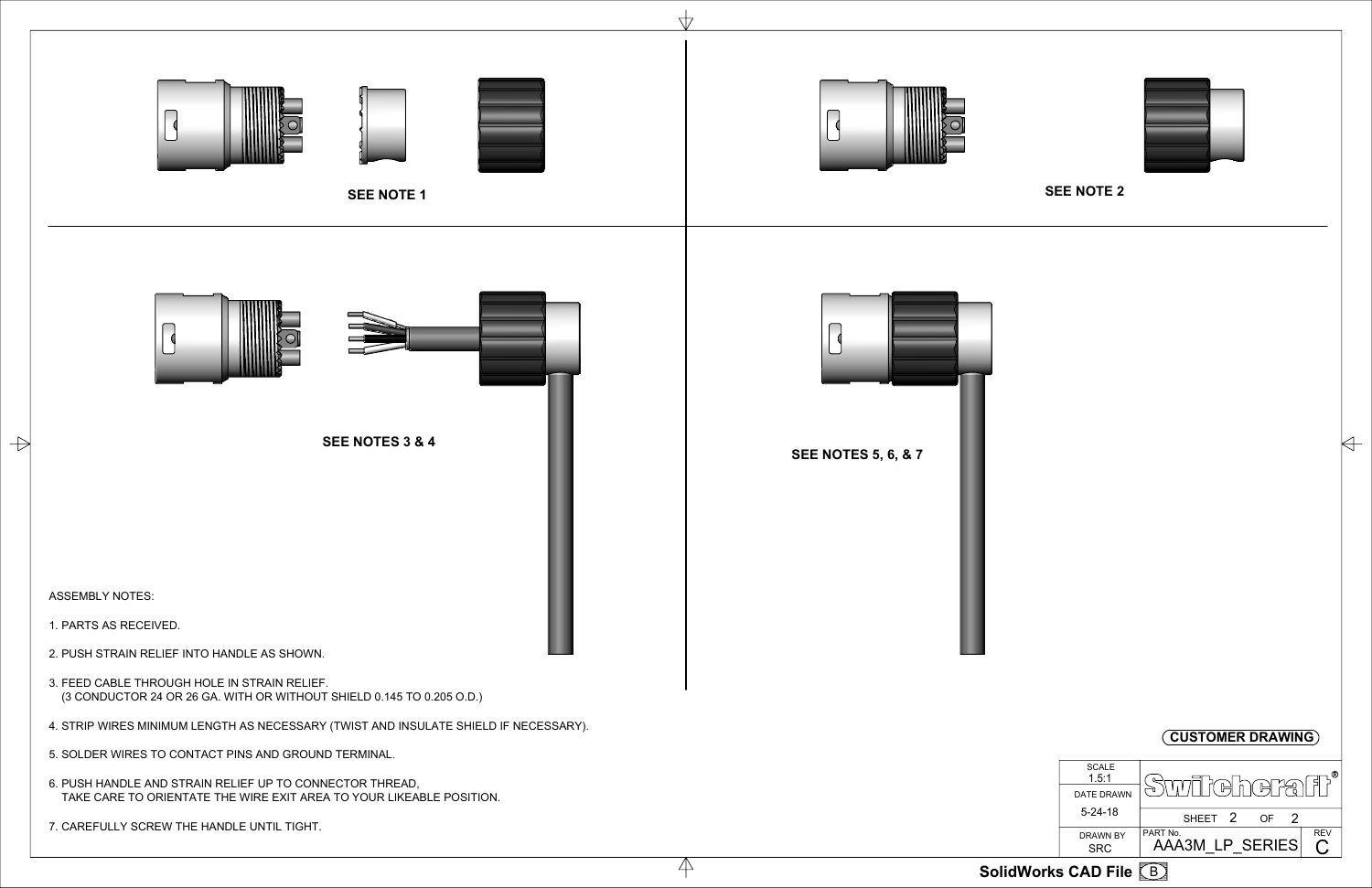SEE NOTE 1

SEE NOTE 2

SEE NOTES 3 & 4

SEE NOTES 5, 6, & 7

ASSEMBLY NOTES:

1. PARTS AS RECEIVED.

2. PUSH STRAIN RELIEF INTO HANDLE AS SHOWN.

3. FEED CABLE THROUGH HOLE IN STRAIN RELIEF.
   (3 CONDUCTOR 24 OR 26 GA. WITH OR WITHOUT SHIELD 0.145 TO 0.205 O.D.)

4. STRIP WIRES MINIMUM LENGTH AS NECESSARY (TWIST AND INSULATE SHIELD IF NECESSARY).

5. SOLDER WIRES TO CONTACT PINS AND GROUND TERMINAL.

6. PUSH HANDLE AND STRAIN RELIEF UP TO CONNECTOR THREAD,
   TAKE CARE TO ORIENTATE THE WIRE EXIT AREA TO YOUR LIKEABLE POSITION.

7. CAREFULLY SCREW THE HANDLE UNTIL TIGHT.

CUSTOMER DRAWING

| | | |
|---|---|---|
| SCALE 1.5:1 | Switchcraft® | |
| DATE DRAWN 5-24-18 | SHEET 2 OF 2 | |
| DRAWN BY SRC | PART No. AAA3M_LP_SERIES | REV C |

SolidWorks CAD File B